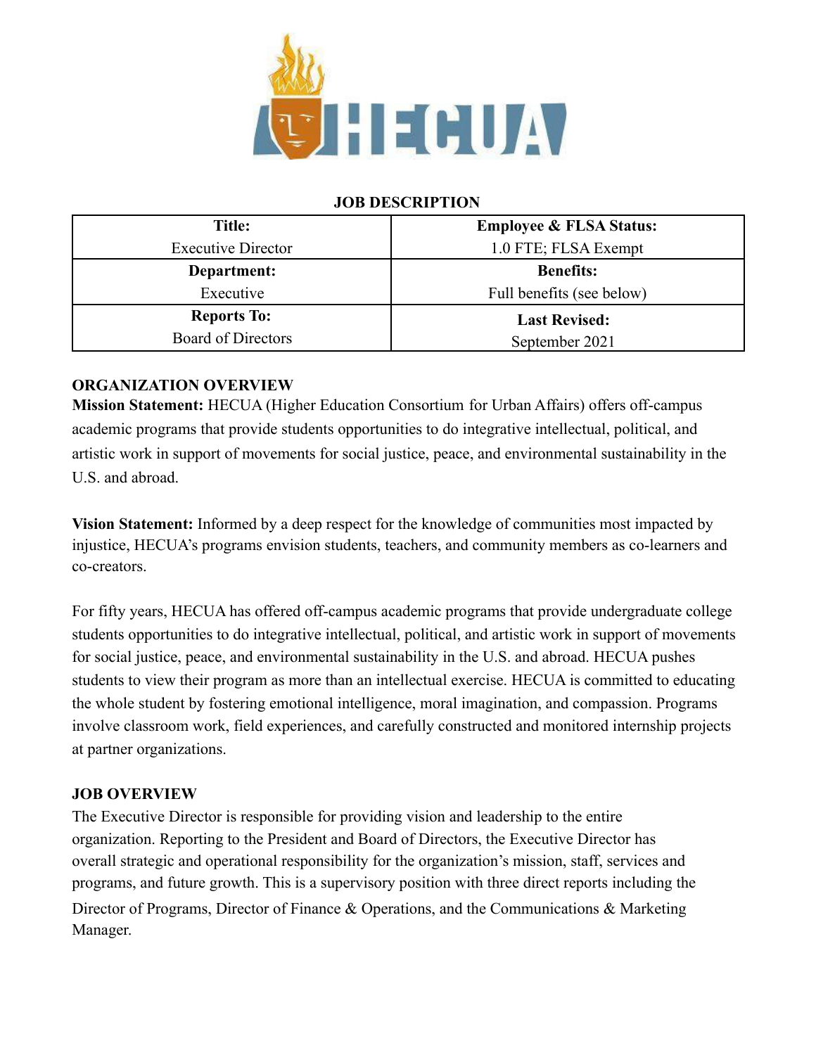## JOB DESCRIPTION

| Title: | Employee & FLSA Status: |
|---|---|
| Executive Director | 1.0 FTE; FLSA Exempt |
| **Department:** | **Benefits:** |
| Executive | Full benefits (see below) |
| **Reports To:** | **Last Revised:** |
| Board of Directors | September 2021 |

### ORGANIZATION OVERVIEW

**Mission Statement:** HECUA (Higher Education Consortium for Urban Affairs) offers off-campus academic programs that provide students opportunities to do integrative intellectual, political, and artistic work in support of movements for social justice, peace, and environmental sustainability in the U.S. and abroad.

**Vision Statement:** Informed by a deep respect for the knowledge of communities most impacted by injustice, HECUA's programs envision students, teachers, and community members as co-learners and co-creators.

For fifty years, HECUA has offered off-campus academic programs that provide undergraduate college students opportunities to do integrative intellectual, political, and artistic work in support of movements for social justice, peace, and environmental sustainability in the U.S. and abroad. HECUA pushes students to view their program as more than an intellectual exercise. HECUA is committed to educating the whole student by fostering emotional intelligence, moral imagination, and compassion. Programs involve classroom work, field experiences, and carefully constructed and monitored internship projects at partner organizations.

### JOB OVERVIEW

The Executive Director is responsible for providing vision and leadership to the entire organization. Reporting to the President and Board of Directors, the Executive Director has overall strategic and operational responsibility for the organization's mission, staff, services and programs, and future growth. This is a supervisory position with three direct reports including the Director of Programs, Director of Finance & Operations, and the Communications & Marketing Manager.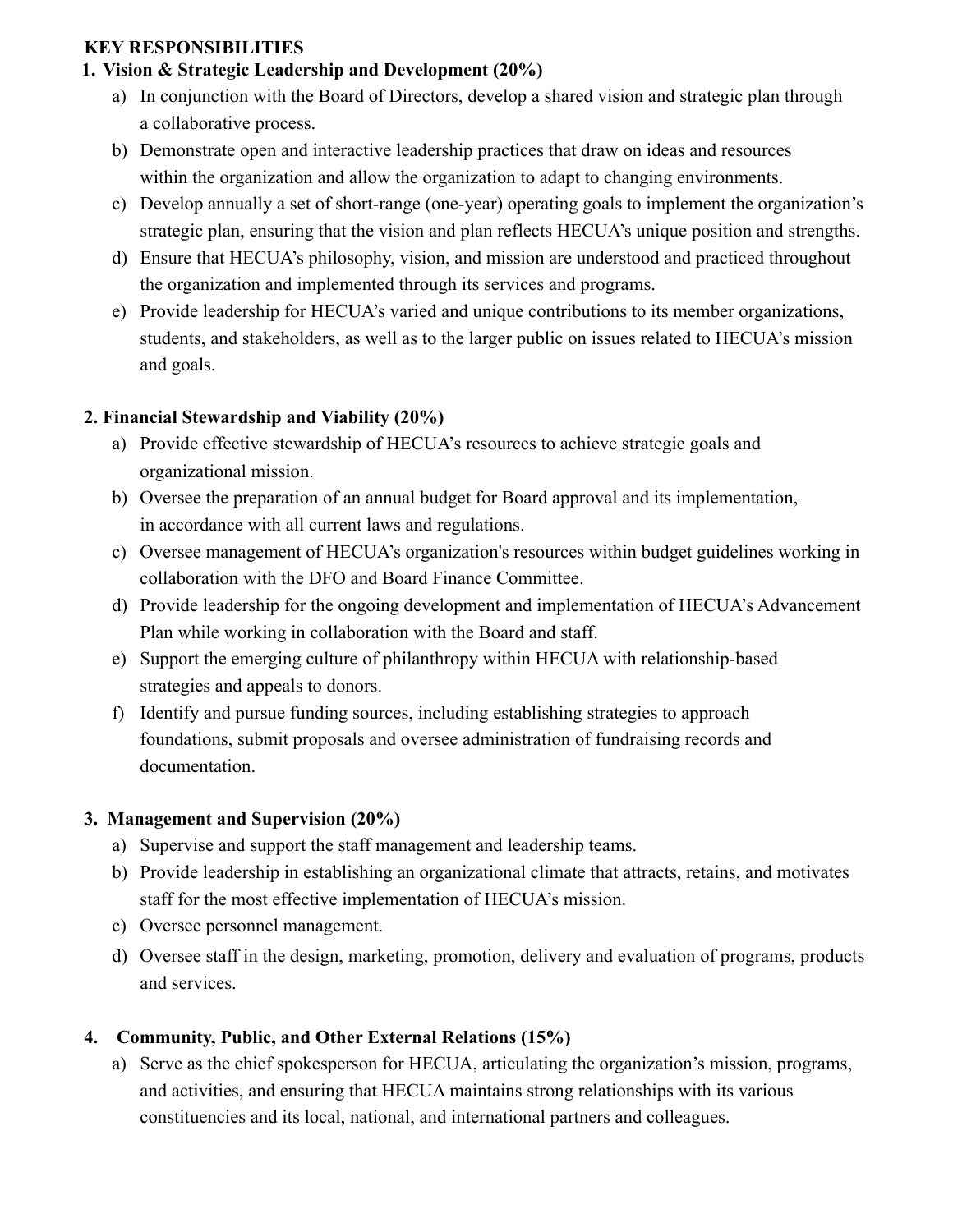**KEY RESPONSIBILITIES**

1. **Vision & Strategic Leadership and Development (20%)**
    a) In conjunction with the Board of Directors, develop a shared vision and strategic plan through a collaborative process.
    b) Demonstrate open and interactive leadership practices that draw on ideas and resources within the organization and allow the organization to adapt to changing environments.
    c) Develop annually a set of short-range (one-year) operating goals to implement the organization's strategic plan, ensuring that the vision and plan reflects HECUA's unique position and strengths.
    d) Ensure that HECUA's philosophy, vision, and mission are understood and practiced throughout the organization and implemented through its services and programs.
    e) Provide leadership for HECUA's varied and unique contributions to its member organizations, students, and stakeholders, as well as to the larger public on issues related to HECUA's mission and goals.

2. **Financial Stewardship and Viability (20%)**
    a) Provide effective stewardship of HECUA's resources to achieve strategic goals and organizational mission.
    b) Oversee the preparation of an annual budget for Board approval and its implementation, in accordance with all current laws and regulations.
    c) Oversee management of HECUA's organization's resources within budget guidelines working in collaboration with the DFO and Board Finance Committee.
    d) Provide leadership for the ongoing development and implementation of HECUA's Advancement Plan while working in collaboration with the Board and staff.
    e) Support the emerging culture of philanthropy within HECUA with relationship-based strategies and appeals to donors.
    f) Identify and pursue funding sources, including establishing strategies to approach foundations, submit proposals and oversee administration of fundraising records and documentation.

3. **Management and Supervision (20%)**
    a) Supervise and support the staff management and leadership teams.
    b) Provide leadership in establishing an organizational climate that attracts, retains, and motivates staff for the most effective implementation of HECUA's mission.
    c) Oversee personnel management.
    d) Oversee staff in the design, marketing, promotion, delivery and evaluation of programs, products and services.

4. **Community, Public, and Other External Relations (15%)**
    a) Serve as the chief spokesperson for HECUA, articulating the organization's mission, programs, and activities, and ensuring that HECUA maintains strong relationships with its various constituencies and its local, national, and international partners and colleagues.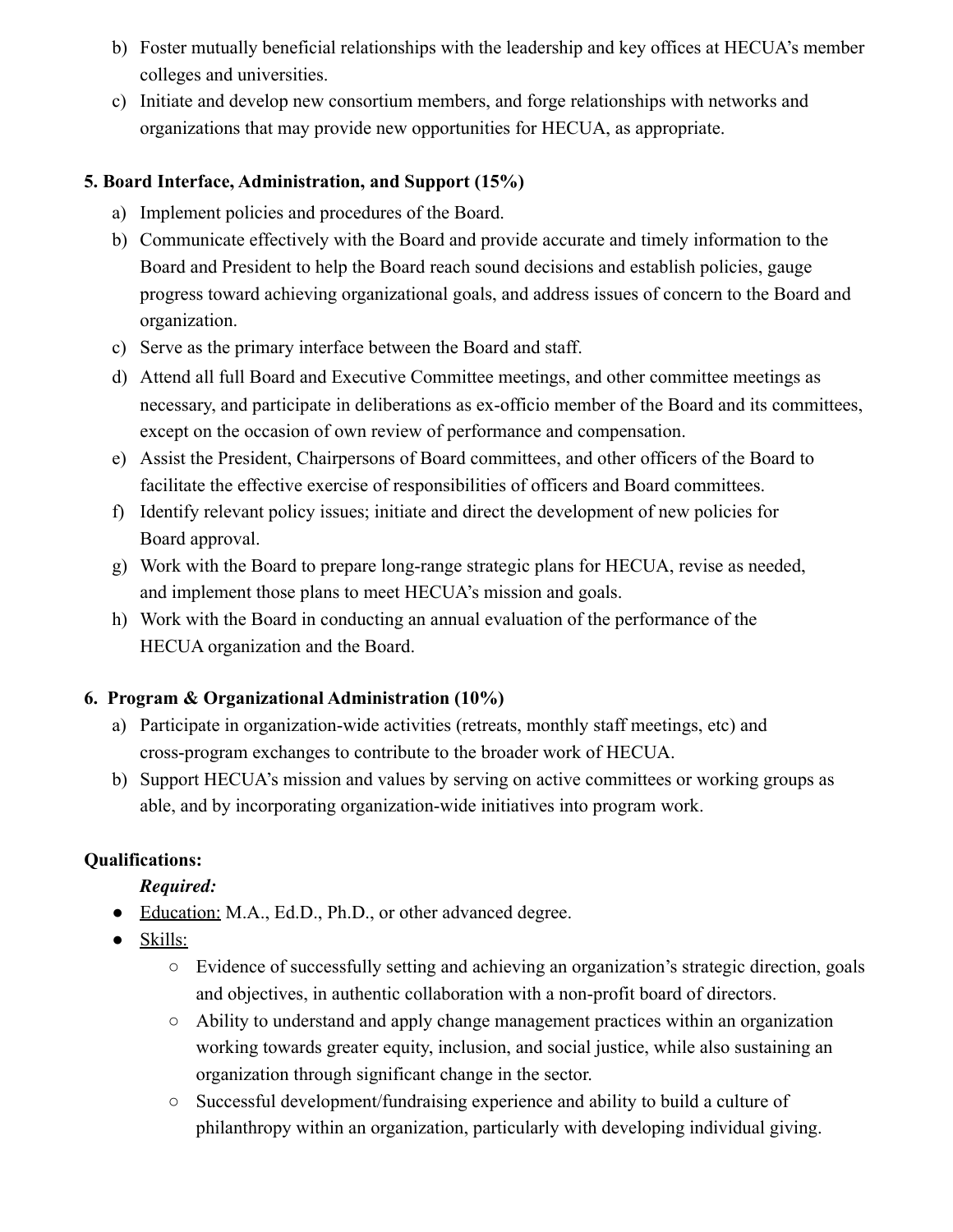b) Foster mutually beneficial relationships with the leadership and key offices at HECUA's member colleges and universities.
c) Initiate and develop new consortium members, and forge relationships with networks and organizations that may provide new opportunities for HECUA, as appropriate.

**5. Board Interface, Administration, and Support (15%)**

a) Implement policies and procedures of the Board.
b) Communicate effectively with the Board and provide accurate and timely information to the Board and President to help the Board reach sound decisions and establish policies, gauge progress toward achieving organizational goals, and address issues of concern to the Board and organization.
c) Serve as the primary interface between the Board and staff.
d) Attend all full Board and Executive Committee meetings, and other committee meetings as necessary, and participate in deliberations as ex-officio member of the Board and its committees, except on the occasion of own review of performance and compensation.
e) Assist the President, Chairpersons of Board committees, and other officers of the Board to facilitate the effective exercise of responsibilities of officers and Board committees.
f) Identify relevant policy issues; initiate and direct the development of new policies for Board approval.
g) Work with the Board to prepare long-range strategic plans for HECUA, revise as needed, and implement those plans to meet HECUA's mission and goals.
h) Work with the Board in conducting an annual evaluation of the performance of the HECUA organization and the Board.

**6. Program & Organizational Administration (10%)**

a) Participate in organization-wide activities (retreats, monthly staff meetings, etc) and cross-program exchanges to contribute to the broader work of HECUA.
b) Support HECUA's mission and values by serving on active committees or working groups as able, and by incorporating organization-wide initiatives into program work.

**Qualifications:**

***Required:***

- Education: M.A., Ed.D., Ph.D., or other advanced degree.
- Skills:
  - Evidence of successfully setting and achieving an organization's strategic direction, goals and objectives, in authentic collaboration with a non-profit board of directors.
  - Ability to understand and apply change management practices within an organization working towards greater equity, inclusion, and social justice, while also sustaining an organization through significant change in the sector.
  - Successful development/fundraising experience and ability to build a culture of philanthropy within an organization, particularly with developing individual giving.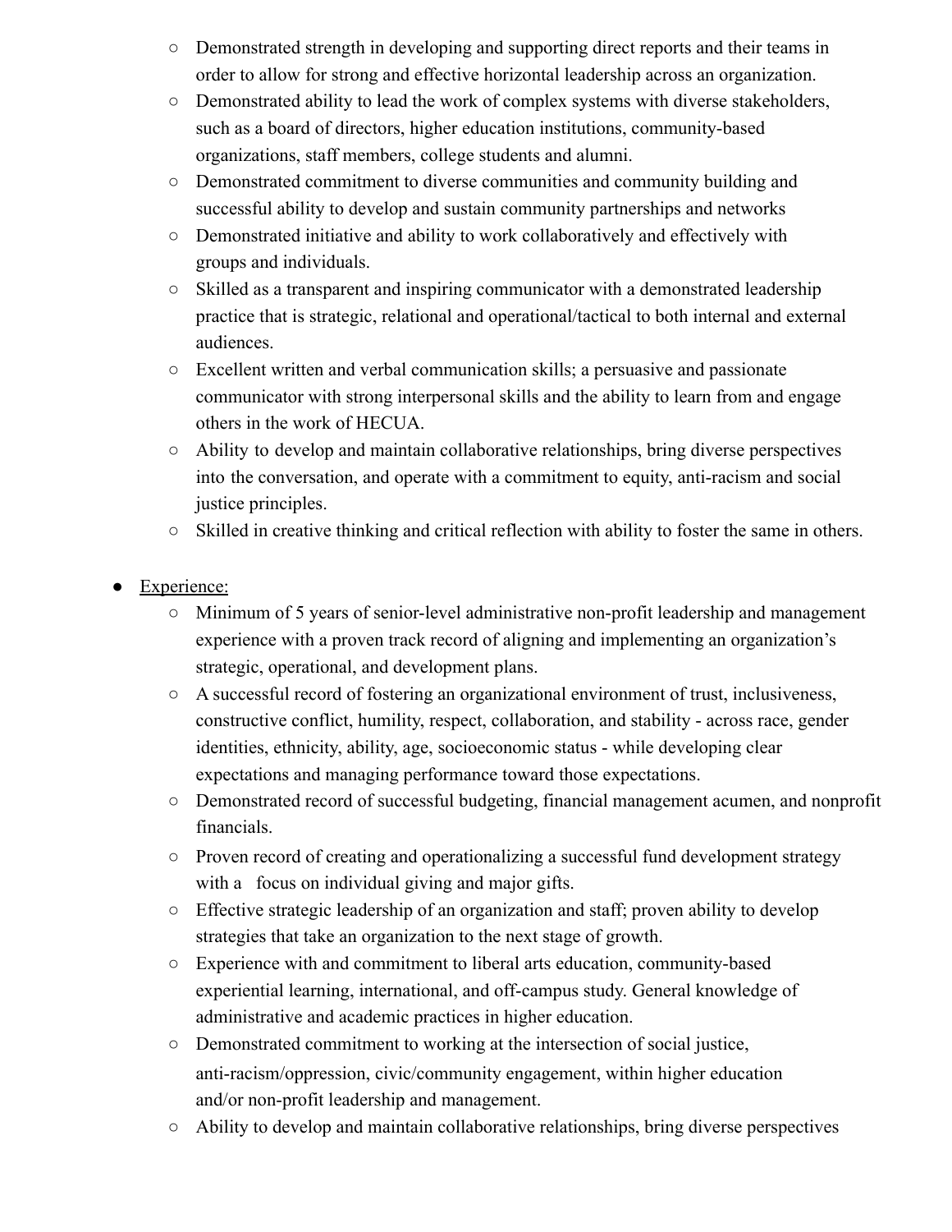- Demonstrated strength in developing and supporting direct reports and their teams in order to allow for strong and effective horizontal leadership across an organization.
  - Demonstrated ability to lead the work of complex systems with diverse stakeholders, such as a board of directors, higher education institutions, community-based organizations, staff members, college students and alumni.
  - Demonstrated commitment to diverse communities and community building and successful ability to develop and sustain community partnerships and networks
  - Demonstrated initiative and ability to work collaboratively and effectively with groups and individuals.
  - Skilled as a transparent and inspiring communicator with a demonstrated leadership practice that is strategic, relational and operational/tactical to both internal and external audiences.
  - Excellent written and verbal communication skills; a persuasive and passionate communicator with strong interpersonal skills and the ability to learn from and engage others in the work of HECUA.
  - Ability to develop and maintain collaborative relationships, bring diverse perspectives into the conversation, and operate with a commitment to equity, anti-racism and social justice principles.
  - Skilled in creative thinking and critical reflection with ability to foster the same in others.

- <u>Experience:</u>
  - Minimum of 5 years of senior-level administrative non-profit leadership and management experience with a proven track record of aligning and implementing an organization's strategic, operational, and development plans.
  - A successful record of fostering an organizational environment of trust, inclusiveness, constructive conflict, humility, respect, collaboration, and stability - across race, gender identities, ethnicity, ability, age, socioeconomic status - while developing clear expectations and managing performance toward those expectations.
  - Demonstrated record of successful budgeting, financial management acumen, and nonprofit financials.
  - Proven record of creating and operationalizing a successful fund development strategy with a focus on individual giving and major gifts.
  - Effective strategic leadership of an organization and staff; proven ability to develop strategies that take an organization to the next stage of growth.
  - Experience with and commitment to liberal arts education, community-based experiential learning, international, and off-campus study. General knowledge of administrative and academic practices in higher education.
  - Demonstrated commitment to working at the intersection of social justice, anti-racism/oppression, civic/community engagement, within higher education and/or non-profit leadership and management.
  - Ability to develop and maintain collaborative relationships, bring diverse perspectives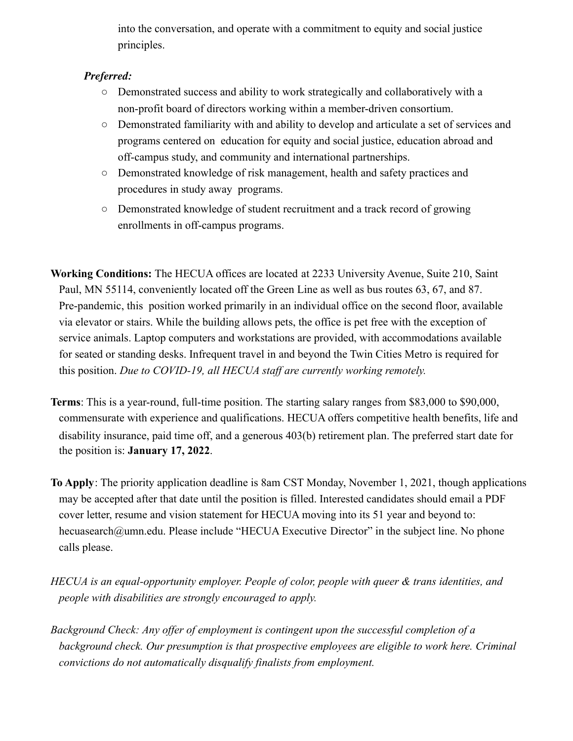into the conversation, and operate with a commitment to equity and social justice principles.

***Preferred:***

- Demonstrated success and ability to work strategically and collaboratively with a non-profit board of directors working within a member-driven consortium.
- Demonstrated familiarity with and ability to develop and articulate a set of services and programs centered on education for equity and social justice, education abroad and off-campus study, and community and international partnerships.
- Demonstrated knowledge of risk management, health and safety practices and procedures in study away programs.
- Demonstrated knowledge of student recruitment and a track record of growing enrollments in off-campus programs.

**Working Conditions:** The HECUA offices are located at 2233 University Avenue, Suite 210, Saint Paul, MN 55114, conveniently located off the Green Line as well as bus routes 63, 67, and 87. Pre-pandemic, this position worked primarily in an individual office on the second floor, available via elevator or stairs. While the building allows pets, the office is pet free with the exception of service animals. Laptop computers and workstations are provided, with accommodations available for seated or standing desks. Infrequent travel in and beyond the Twin Cities Metro is required for this position. *Due to COVID-19, all HECUA staff are currently working remotely.*

**Terms**: This is a year-round, full-time position. The starting salary ranges from $83,000 to $90,000, commensurate with experience and qualifications. HECUA offers competitive health benefits, life and disability insurance, paid time off, and a generous 403(b) retirement plan. The preferred start date for the position is: **January 17, 2022**.

**To Apply**: The priority application deadline is 8am CST Monday, November 1, 2021, though applications may be accepted after that date until the position is filled. Interested candidates should email a PDF cover letter, resume and vision statement for HECUA moving into its 51 year and beyond to: hecuasearch@umn.edu. Please include "HECUA Executive Director" in the subject line. No phone calls please.

*HECUA is an equal-opportunity employer. People of color, people with queer & trans identities, and people with disabilities are strongly encouraged to apply.*

*Background Check: Any offer of employment is contingent upon the successful completion of a background check. Our presumption is that prospective employees are eligible to work here. Criminal convictions do not automatically disqualify finalists from employment.*